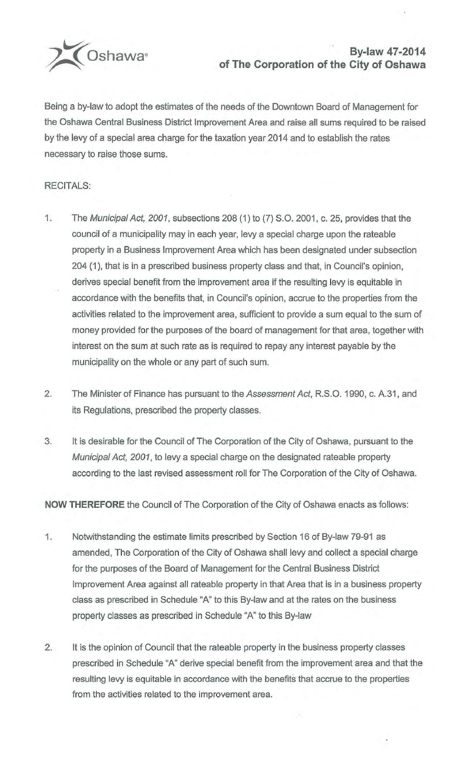Oshawa®

# By-law 47-2014 of The Corporation of the City of Oshawa

Being a by-law to adopt the estimates of the needs of the Downtown Board of Management for the Oshawa Central Business District Improvement Area and raise all sums required to be raised by the levy of a special area charge for the taxation year 2014 and to establish the rates necessary to raise those sums.

RECITALS:

1. The *Municipal Act, 2001*, subsections 208 (1) to (7) S.O. 2001, c. 25, provides that the council of a municipality may in each year, levy a special charge upon the rateable property in a Business Improvement Area which has been designated under subsection 204 (1), that is in a prescribed business property class and that, in Council's opinion, derives special benefit from the improvement area if the resulting levy is equitable in accordance with the benefits that, in Council's opinion, accrue to the properties from the activities related to the improvement area, sufficient to provide a sum equal to the sum of money provided for the purposes of the board of management for that area, together with interest on the sum at such rate as is required to repay any interest payable by the municipality on the whole or any part of such sum.

2. The Minister of Finance has pursuant to the *Assessment Act*, R.S.O. 1990, c. A.31, and its Regulations, prescribed the property classes.

3. It is desirable for the Council of The Corporation of the City of Oshawa, pursuant to the *Municipal Act, 2001*, to levy a special charge on the designated rateable property according to the last revised assessment roll for The Corporation of the City of Oshawa.

**NOW THEREFORE** the Council of The Corporation of the City of Oshawa enacts as follows:

1. Notwithstanding the estimate limits prescribed by Section 16 of By-law 79-91 as amended, The Corporation of the City of Oshawa shall levy and collect a special charge for the purposes of the Board of Management for the Central Business District Improvement Area against all rateable property in that Area that is in a business property class as prescribed in Schedule "A" to this By-law and at the rates on the business property classes as prescribed in Schedule "A" to this By-law

2. It is the opinion of Council that the rateable property in the business property classes prescribed in Schedule "A" derive special benefit from the improvement area and that the resulting levy is equitable in accordance with the benefits that accrue to the properties from the activities related to the improvement area.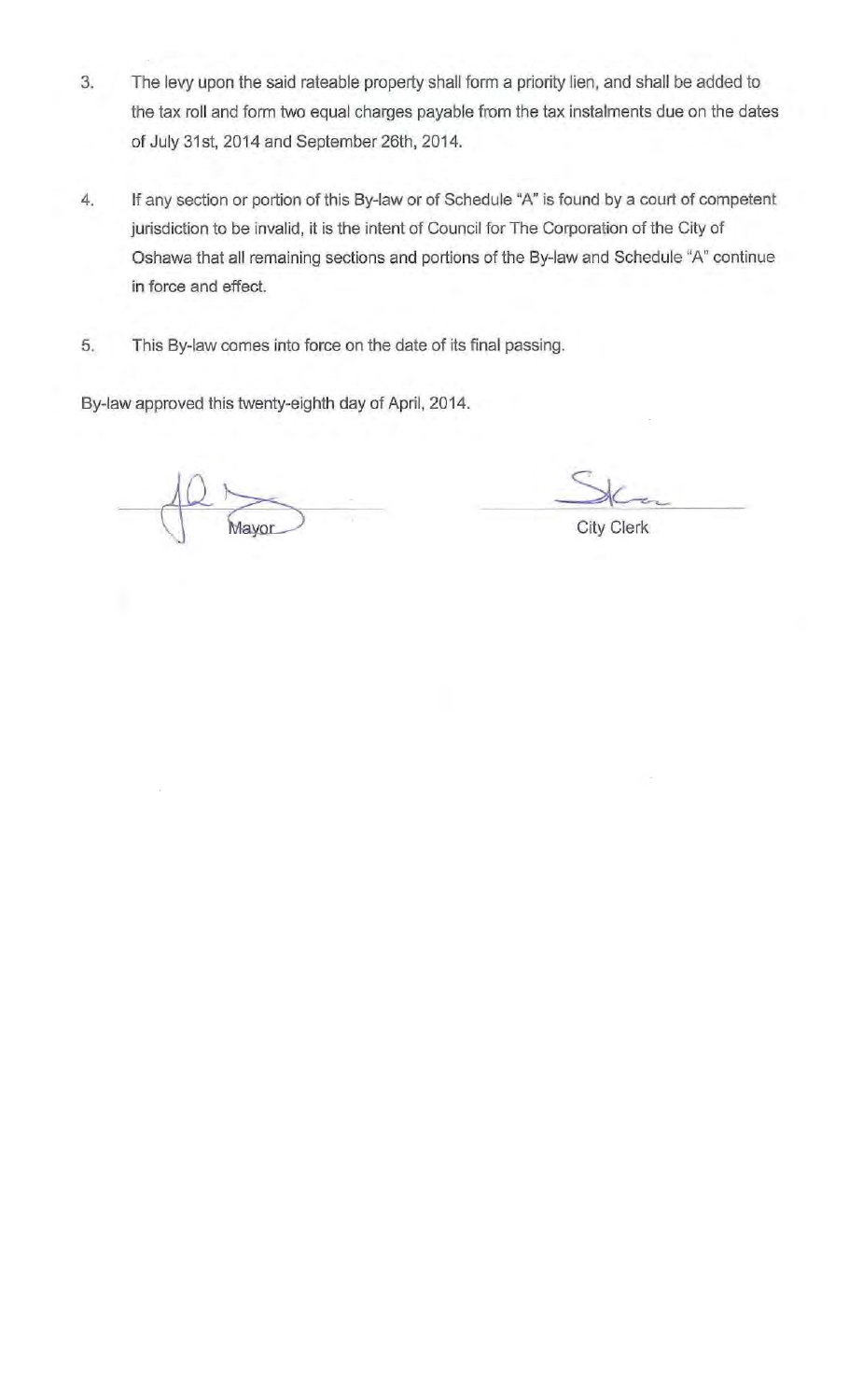3. The levy upon the said rateable property shall form a priority lien, and shall be added to the tax roll and form two equal charges payable from the tax instalments due on the dates of July 31st, 2014 and September 26th, 2014.

4. If any section or portion of this By-law or of Schedule "A" is found by a court of competent jurisdiction to be invalid, it is the intent of Council for The Corporation of the City of Oshawa that all remaining sections and portions of the By-law and Schedule "A" continue in force and effect.

5. This By-law comes into force on the date of its final passing.

By-law approved this twenty-eighth day of April, 2014.

Mayor

City Clerk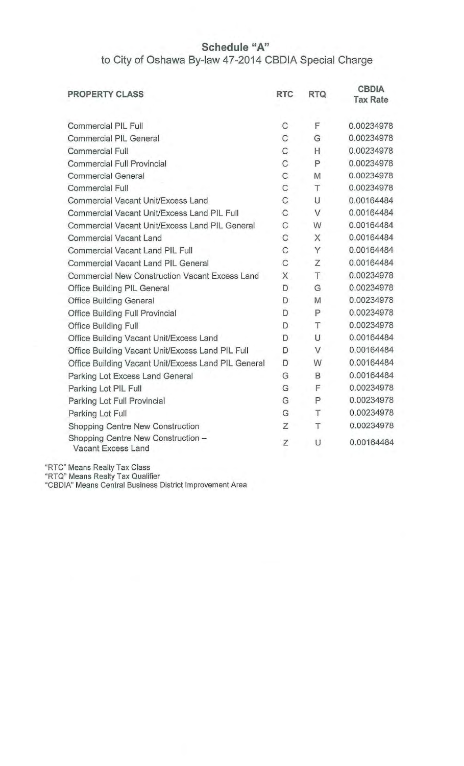## Schedule "A"

to City of Oshawa By-law 47-2014 CBDIA Special Charge

| PROPERTY CLASS | RTC | RTQ | CBDIA Tax Rate |
|---|---|---|---|
| Commercial PIL Full | C | F | 0.00234978 |
| Commercial PIL General | C | G | 0.00234978 |
| Commercial Full | C | H | 0.00234978 |
| Commercial Full Provincial | C | P | 0.00234978 |
| Commercial General | C | M | 0.00234978 |
| Commercial Full | C | T | 0.00234978 |
| Commercial Vacant Unit/Excess Land | C | U | 0.00164484 |
| Commercial Vacant Unit/Excess Land PIL Full | C | V | 0.00164484 |
| Commercial Vacant Unit/Excess Land PIL General | C | W | 0.00164484 |
| Commercial Vacant Land | C | X | 0.00164484 |
| Commercial Vacant Land PIL Full | C | Y | 0.00164484 |
| Commercial Vacant Land PIL General | C | Z | 0.00164484 |
| Commercial New Construction Vacant Excess Land | X | T | 0.00234978 |
| Office Building PIL General | D | G | 0.00234978 |
| Office Building General | D | M | 0.00234978 |
| Office Building Full Provincial | D | P | 0.00234978 |
| Office Building Full | D | T | 0.00234978 |
| Office Building Vacant Unit/Excess Land | D | U | 0.00164484 |
| Office Building Vacant Unit/Excess Land PIL Full | D | V | 0.00164484 |
| Office Building Vacant Unit/Excess Land PIL General | D | W | 0.00164484 |
| Parking Lot Excess Land General | G | B | 0.00164484 |
| Parking Lot PIL Full | G | F | 0.00234978 |
| Parking Lot Full Provincial | G | P | 0.00234978 |
| Parking Lot Full | G | T | 0.00234978 |
| Shopping Centre New Construction | Z | T | 0.00234978 |
| Shopping Centre New Construction – Vacant Excess Land | Z | U | 0.00164484 |

"RTC" Means Realty Tax Class
"RTQ" Means Realty Tax Qualifier
"CBDIA" Means Central Business District Improvement Area